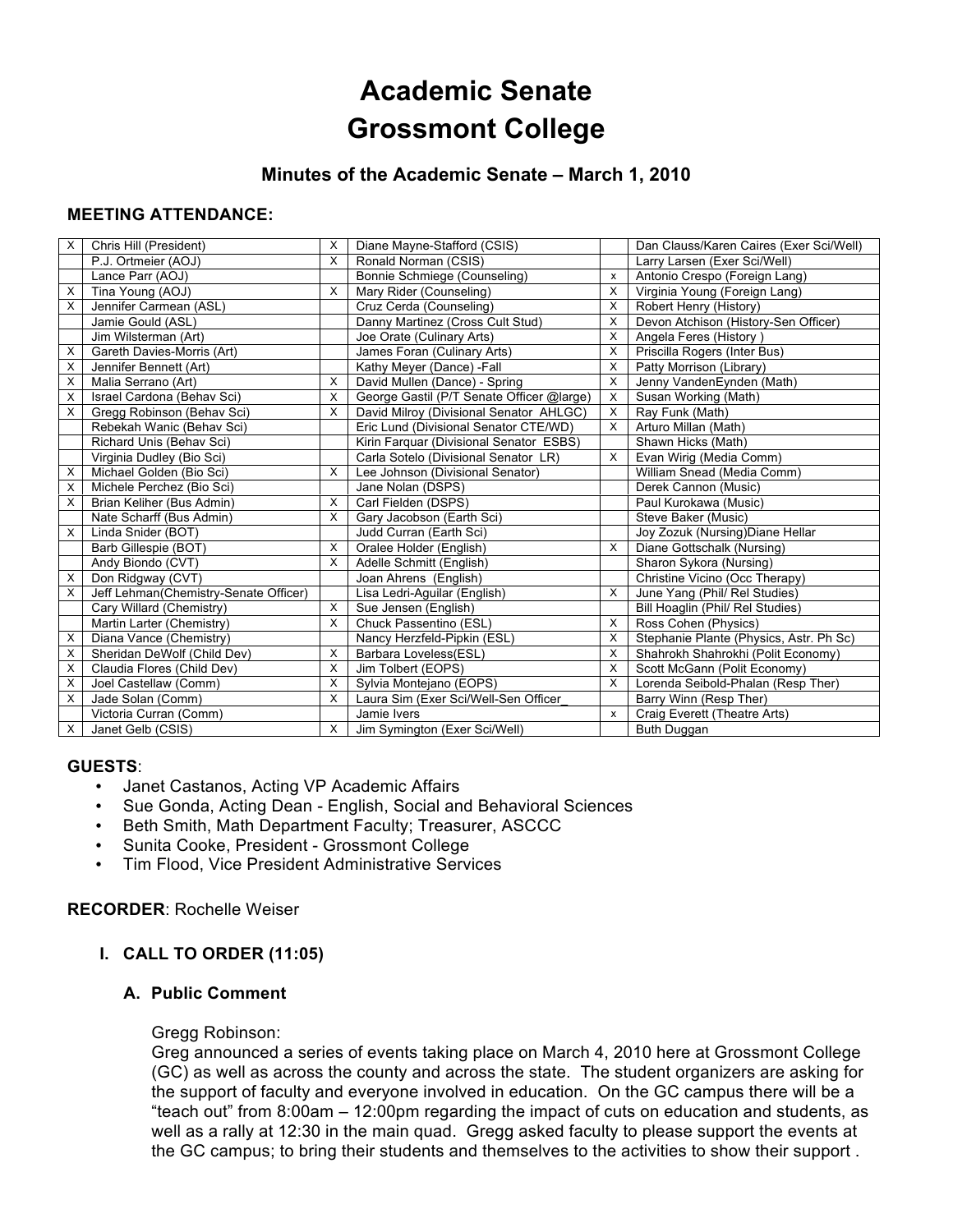# Academic Senate
# Grossmont College

### Minutes of the Academic Senate – March 1, 2010

**MEETING ATTENDANCE:**

| | | | | | |
|---|---|---|---|---|---|
| X | Chris Hill (President) | X | Diane Mayne-Stafford (CSIS) | | Dan Clauss/Karen Caires (Exer Sci/Well) |
| | P.J. Ortmeier (AOJ) | X | Ronald Norman (CSIS) | | Larry Larsen (Exer Sci/Well) |
| | Lance Parr (AOJ) | | Bonnie Schmiege (Counseling) | x | Antonio Crespo (Foreign Lang) |
| X | Tina Young (AOJ) | X | Mary Rider (Counseling) | X | Virginia Young (Foreign Lang) |
| X | Jennifer Carmean (ASL) | | Cruz Cerda (Counseling) | X | Robert Henry (History) |
| | Jamie Gould (ASL) | | Danny Martinez (Cross Cult Stud) | X | Devon Atchison (History-Sen Officer) |
| | Jim Wilsterman (Art) | | Joe Orate (Culinary Arts) | X | Angela Feres (History ) |
| X | Gareth Davies-Morris (Art) | | James Foran (Culinary Arts) | X | Priscilla Rogers (Inter Bus) |
| X | Jennifer Bennett (Art) | | Kathy Meyer (Dance) -Fall | X | Patty Morrison (Library) |
| X | Malia Serrano (Art) | X | David Mullen (Dance) - Spring | X | Jenny VandenEynden (Math) |
| X | Israel Cardona (Behav Sci) | X | George Gastil (P/T Senate Officer @large) | X | Susan Working (Math) |
| X | Gregg Robinson (Behav Sci) | X | David Milroy (Divisional Senator AHLGC) | X | Ray Funk (Math) |
| | Rebekah Wanic (Behav Sci) | | Eric Lund (Divisional Senator CTE/WD) | X | Arturo Millan (Math) |
| | Richard Unis (Behav Sci) | | Kirin Farquar (Divisional Senator ESBS) | | Shawn Hicks (Math) |
| | Virginia Dudley (Bio Sci) | | Carla Sotelo (Divisional Senator LR) | X | Evan Wirig (Media Comm) |
| X | Michael Golden (Bio Sci) | X | Lee Johnson (Divisional Senator) | | William Snead (Media Comm) |
| X | Michele Perchez (Bio Sci) | | Jane Nolan (DSPS) | | Derek Cannon (Music) |
| X | Brian Keliher (Bus Admin) | X | Carl Fielden (DSPS) | | Paul Kurokawa (Music) |
| | Nate Scharff (Bus Admin) | X | Gary Jacobson (Earth Sci) | | Steve Baker (Music) |
| X | Linda Snider (BOT) | | Judd Curran (Earth Sci) | | Joy Zozuk (Nursing)Diane Hellar |
| | Barb Gillespie (BOT) | X | Oralee Holder (English) | X | Diane Gottschalk (Nursing) |
| | Andy Biondo (CVT) | X | Adelle Schmitt (English) | | Sharon Sykora (Nursing) |
| X | Don Ridgway (CVT) | | Joan Ahrens (English) | | Christine Vicino (Occ Therapy) |
| X | Jeff Lehman(Chemistry-Senate Officer) | | Lisa Ledri-Aguilar (English) | X | June Yang (Phil/ Rel Studies) |
| | Cary Willard (Chemistry) | X | Sue Jensen (English) | | Bill Hoaglin (Phil/ Rel Studies) |
| | Martin Larter (Chemistry) | X | Chuck Passentino (ESL) | X | Ross Cohen (Physics) |
| X | Diana Vance (Chemistry) | | Nancy Herzfeld-Pipkin (ESL) | X | Stephanie Plante (Physics, Astr. Ph Sc) |
| X | Sheridan DeWolf (Child Dev) | X | Barbara Loveless(ESL) | X | Shahrokh Shahrokhi (Polit Economy) |
| X | Claudia Flores (Child Dev) | X | Jim Tolbert (EOPS) | X | Scott McGann (Polit Economy) |
| X | Joel Castellaw (Comm) | X | Sylvia Montejano (EOPS) | X | Lorenda Seibold-Phalan (Resp Ther) |
| X | Jade Solan (Comm) | X | Laura Sim (Exer Sci/Well-Sen Officer_ | | Barry Winn (Resp Ther) |
| | Victoria Curran (Comm) | | Jamie Ivers | x | Craig Everett (Theatre Arts) |
| X | Janet Gelb (CSIS) | X | Jim Symington (Exer Sci/Well) | | Buth Duggan |

**GUESTS**:

- Janet Castanos, Acting VP Academic Affairs
- Sue Gonda, Acting Dean - English, Social and Behavioral Sciences
- Beth Smith, Math Department Faculty; Treasurer, ASCCC
- Sunita Cooke, President - Grossmont College
- Tim Flood, Vice President Administrative Services

**RECORDER**: Rochelle Weiser

## I. CALL TO ORDER (11:05)

### A. Public Comment

Gregg Robinson:
Greg announced a series of events taking place on March 4, 2010 here at Grossmont College (GC) as well as across the county and across the state. The student organizers are asking for the support of faculty and everyone involved in education. On the GC campus there will be a "teach out" from 8:00am – 12:00pm regarding the impact of cuts on education and students, as well as a rally at 12:30 in the main quad. Gregg asked faculty to please support the events at the GC campus; to bring their students and themselves to the activities to show their support .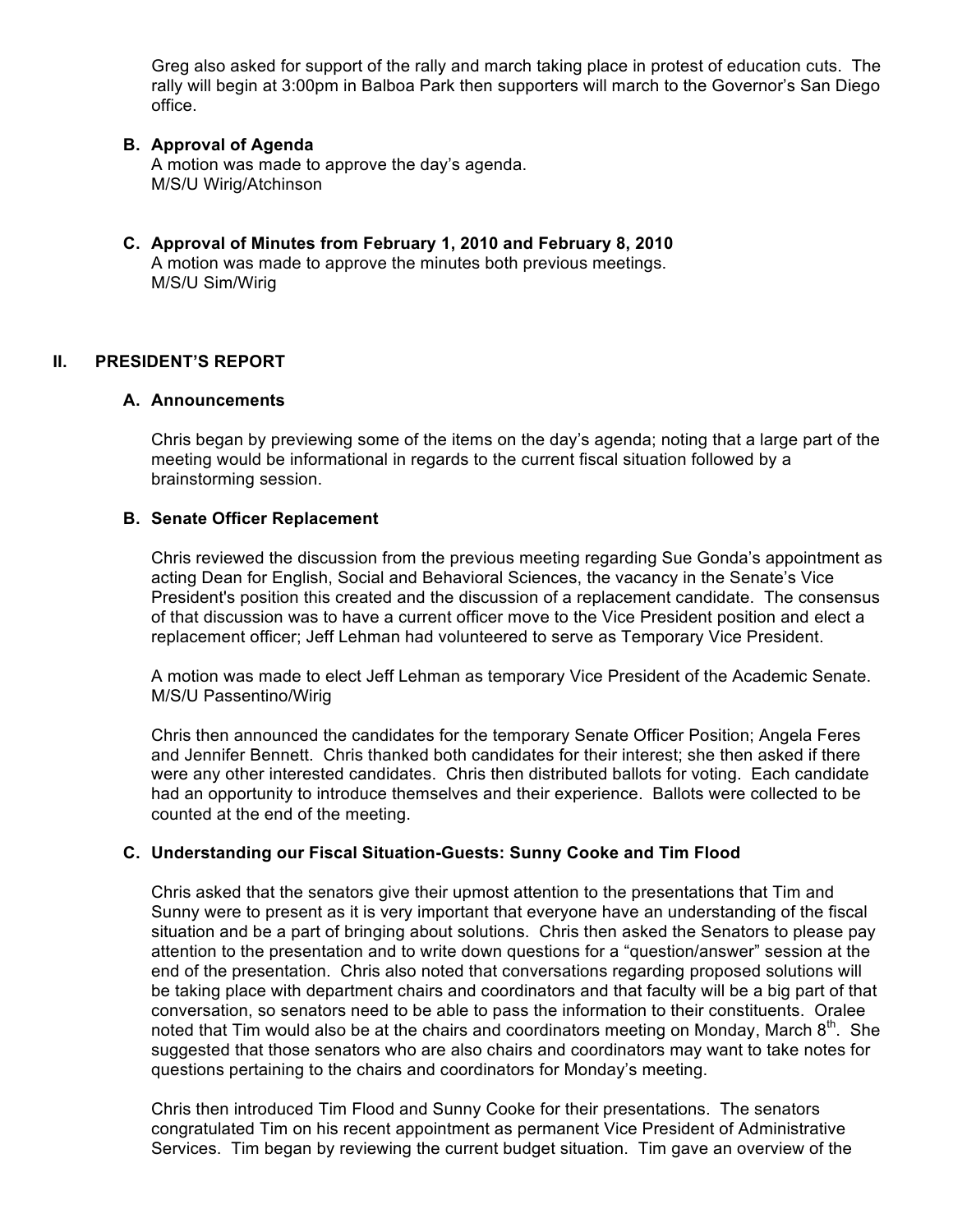Greg also asked for support of the rally and march taking place in protest of education cuts. The rally will begin at 3:00pm in Balboa Park then supporters will march to the Governor's San Diego office.

### B. Approval of Agenda

A motion was made to approve the day's agenda.
M/S/U Wirig/Atchinson

### C. Approval of Minutes from February 1, 2010 and February 8, 2010

A motion was made to approve the minutes both previous meetings.
M/S/U Sim/Wirig

## II. PRESIDENT'S REPORT

### A. Announcements

Chris began by previewing some of the items on the day's agenda; noting that a large part of the meeting would be informational in regards to the current fiscal situation followed by a brainstorming session.

### B. Senate Officer Replacement

Chris reviewed the discussion from the previous meeting regarding Sue Gonda's appointment as acting Dean for English, Social and Behavioral Sciences, the vacancy in the Senate's Vice President's position this created and the discussion of a replacement candidate. The consensus of that discussion was to have a current officer move to the Vice President position and elect a replacement officer; Jeff Lehman had volunteered to serve as Temporary Vice President.

A motion was made to elect Jeff Lehman as temporary Vice President of the Academic Senate.
M/S/U Passentino/Wirig

Chris then announced the candidates for the temporary Senate Officer Position; Angela Feres and Jennifer Bennett. Chris thanked both candidates for their interest; she then asked if there were any other interested candidates. Chris then distributed ballots for voting. Each candidate had an opportunity to introduce themselves and their experience. Ballots were collected to be counted at the end of the meeting.

### C. Understanding our Fiscal Situation-Guests: Sunny Cooke and Tim Flood

Chris asked that the senators give their upmost attention to the presentations that Tim and Sunny were to present as it is very important that everyone have an understanding of the fiscal situation and be a part of bringing about solutions. Chris then asked the Senators to please pay attention to the presentation and to write down questions for a "question/answer" session at the end of the presentation. Chris also noted that conversations regarding proposed solutions will be taking place with department chairs and coordinators and that faculty will be a big part of that conversation, so senators need to be able to pass the information to their constituents. Oralee noted that Tim would also be at the chairs and coordinators meeting on Monday, March 8th. She suggested that those senators who are also chairs and coordinators may want to take notes for questions pertaining to the chairs and coordinators for Monday's meeting.

Chris then introduced Tim Flood and Sunny Cooke for their presentations. The senators congratulated Tim on his recent appointment as permanent Vice President of Administrative Services. Tim began by reviewing the current budget situation. Tim gave an overview of the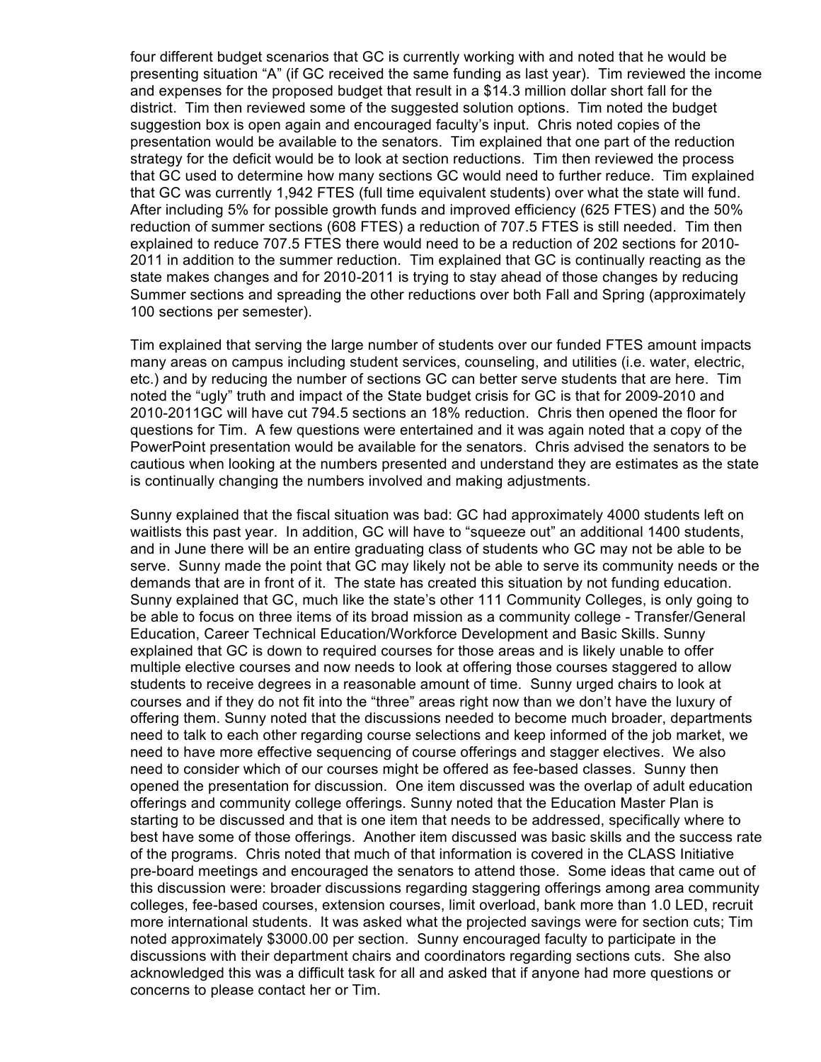four different budget scenarios that GC is currently working with and noted that he would be presenting situation "A" (if GC received the same funding as last year). Tim reviewed the income and expenses for the proposed budget that result in a $14.3 million dollar short fall for the district. Tim then reviewed some of the suggested solution options. Tim noted the budget suggestion box is open again and encouraged faculty's input. Chris noted copies of the presentation would be available to the senators. Tim explained that one part of the reduction strategy for the deficit would be to look at section reductions. Tim then reviewed the process that GC used to determine how many sections GC would need to further reduce. Tim explained that GC was currently 1,942 FTES (full time equivalent students) over what the state will fund. After including 5% for possible growth funds and improved efficiency (625 FTES) and the 50% reduction of summer sections (608 FTES) a reduction of 707.5 FTES is still needed. Tim then explained to reduce 707.5 FTES there would need to be a reduction of 202 sections for 2010-2011 in addition to the summer reduction. Tim explained that GC is continually reacting as the state makes changes and for 2010-2011 is trying to stay ahead of those changes by reducing Summer sections and spreading the other reductions over both Fall and Spring (approximately 100 sections per semester).

Tim explained that serving the large number of students over our funded FTES amount impacts many areas on campus including student services, counseling, and utilities (i.e. water, electric, etc.) and by reducing the number of sections GC can better serve students that are here. Tim noted the "ugly" truth and impact of the State budget crisis for GC is that for 2009-2010 and 2010-2011GC will have cut 794.5 sections an 18% reduction. Chris then opened the floor for questions for Tim. A few questions were entertained and it was again noted that a copy of the PowerPoint presentation would be available for the senators. Chris advised the senators to be cautious when looking at the numbers presented and understand they are estimates as the state is continually changing the numbers involved and making adjustments.

Sunny explained that the fiscal situation was bad: GC had approximately 4000 students left on waitlists this past year. In addition, GC will have to "squeeze out" an additional 1400 students, and in June there will be an entire graduating class of students who GC may not be able to be serve. Sunny made the point that GC may likely not be able to serve its community needs or the demands that are in front of it. The state has created this situation by not funding education. Sunny explained that GC, much like the state's other 111 Community Colleges, is only going to be able to focus on three items of its broad mission as a community college - Transfer/General Education, Career Technical Education/Workforce Development and Basic Skills. Sunny explained that GC is down to required courses for those areas and is likely unable to offer multiple elective courses and now needs to look at offering those courses staggered to allow students to receive degrees in a reasonable amount of time. Sunny urged chairs to look at courses and if they do not fit into the "three" areas right now than we don't have the luxury of offering them. Sunny noted that the discussions needed to become much broader, departments need to talk to each other regarding course selections and keep informed of the job market, we need to have more effective sequencing of course offerings and stagger electives. We also need to consider which of our courses might be offered as fee-based classes. Sunny then opened the presentation for discussion. One item discussed was the overlap of adult education offerings and community college offerings. Sunny noted that the Education Master Plan is starting to be discussed and that is one item that needs to be addressed, specifically where to best have some of those offerings. Another item discussed was basic skills and the success rate of the programs. Chris noted that much of that information is covered in the CLASS Initiative pre-board meetings and encouraged the senators to attend those. Some ideas that came out of this discussion were: broader discussions regarding staggering offerings among area community colleges, fee-based courses, extension courses, limit overload, bank more than 1.0 LED, recruit more international students. It was asked what the projected savings were for section cuts; Tim noted approximately $3000.00 per section. Sunny encouraged faculty to participate in the discussions with their department chairs and coordinators regarding sections cuts. She also acknowledged this was a difficult task for all and asked that if anyone had more questions or concerns to please contact her or Tim.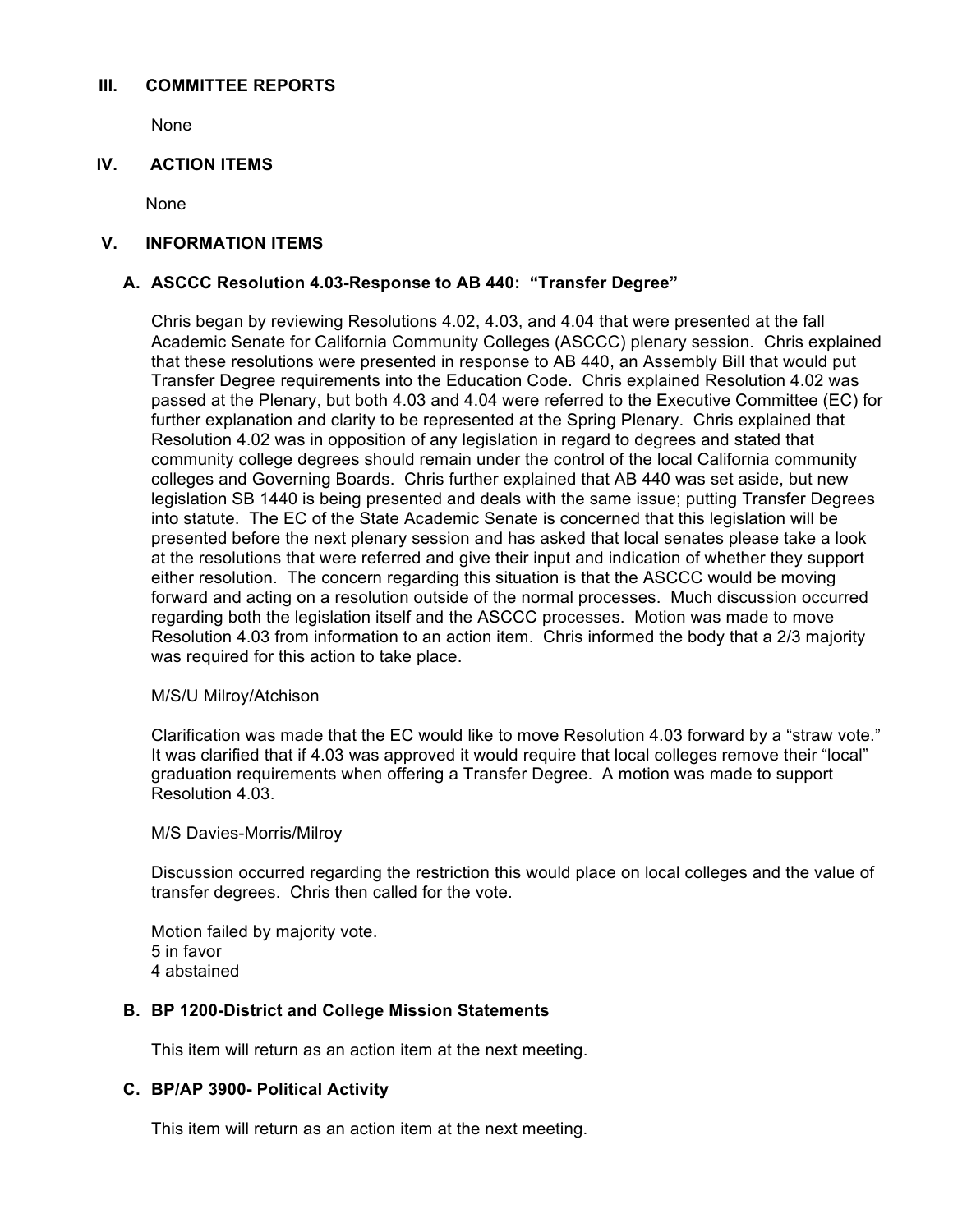## III. COMMITTEE REPORTS

None

## IV. ACTION ITEMS

None

## V. INFORMATION ITEMS

### A. ASCCC Resolution 4.03-Response to AB 440: "Transfer Degree"

Chris began by reviewing Resolutions 4.02, 4.03, and 4.04 that were presented at the fall Academic Senate for California Community Colleges (ASCCC) plenary session. Chris explained that these resolutions were presented in response to AB 440, an Assembly Bill that would put Transfer Degree requirements into the Education Code. Chris explained Resolution 4.02 was passed at the Plenary, but both 4.03 and 4.04 were referred to the Executive Committee (EC) for further explanation and clarity to be represented at the Spring Plenary. Chris explained that Resolution 4.02 was in opposition of any legislation in regard to degrees and stated that community college degrees should remain under the control of the local California community colleges and Governing Boards. Chris further explained that AB 440 was set aside, but new legislation SB 1440 is being presented and deals with the same issue; putting Transfer Degrees into statute. The EC of the State Academic Senate is concerned that this legislation will be presented before the next plenary session and has asked that local senates please take a look at the resolutions that were referred and give their input and indication of whether they support either resolution. The concern regarding this situation is that the ASCCC would be moving forward and acting on a resolution outside of the normal processes. Much discussion occurred regarding both the legislation itself and the ASCCC processes. Motion was made to move Resolution 4.03 from information to an action item. Chris informed the body that a 2/3 majority was required for this action to take place.

M/S/U Milroy/Atchison

Clarification was made that the EC would like to move Resolution 4.03 forward by a "straw vote." It was clarified that if 4.03 was approved it would require that local colleges remove their "local" graduation requirements when offering a Transfer Degree. A motion was made to support Resolution 4.03.

M/S Davies-Morris/Milroy

Discussion occurred regarding the restriction this would place on local colleges and the value of transfer degrees. Chris then called for the vote.

Motion failed by majority vote.
5 in favor
4 abstained

### B. BP 1200-District and College Mission Statements

This item will return as an action item at the next meeting.

### C. BP/AP 3900- Political Activity

This item will return as an action item at the next meeting.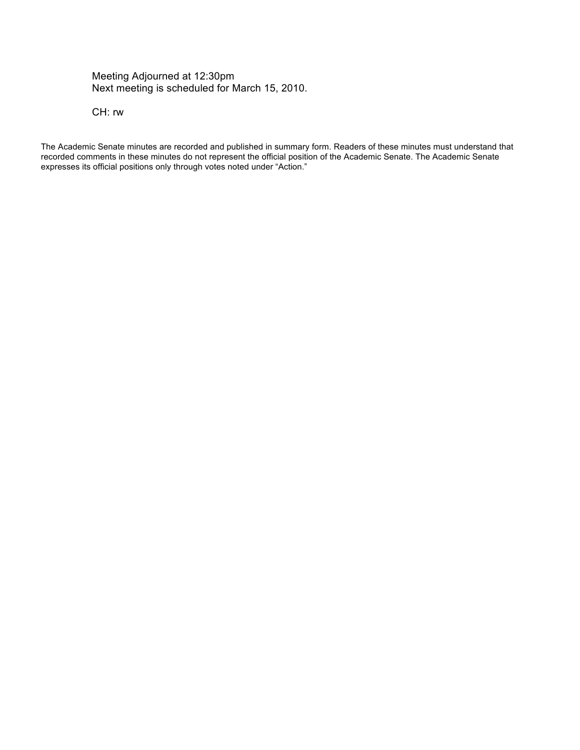Meeting Adjourned at 12:30pm
Next meeting is scheduled for March 15, 2010.

CH: rw

The Academic Senate minutes are recorded and published in summary form. Readers of these minutes must understand that recorded comments in these minutes do not represent the official position of the Academic Senate. The Academic Senate expresses its official positions only through votes noted under "Action."